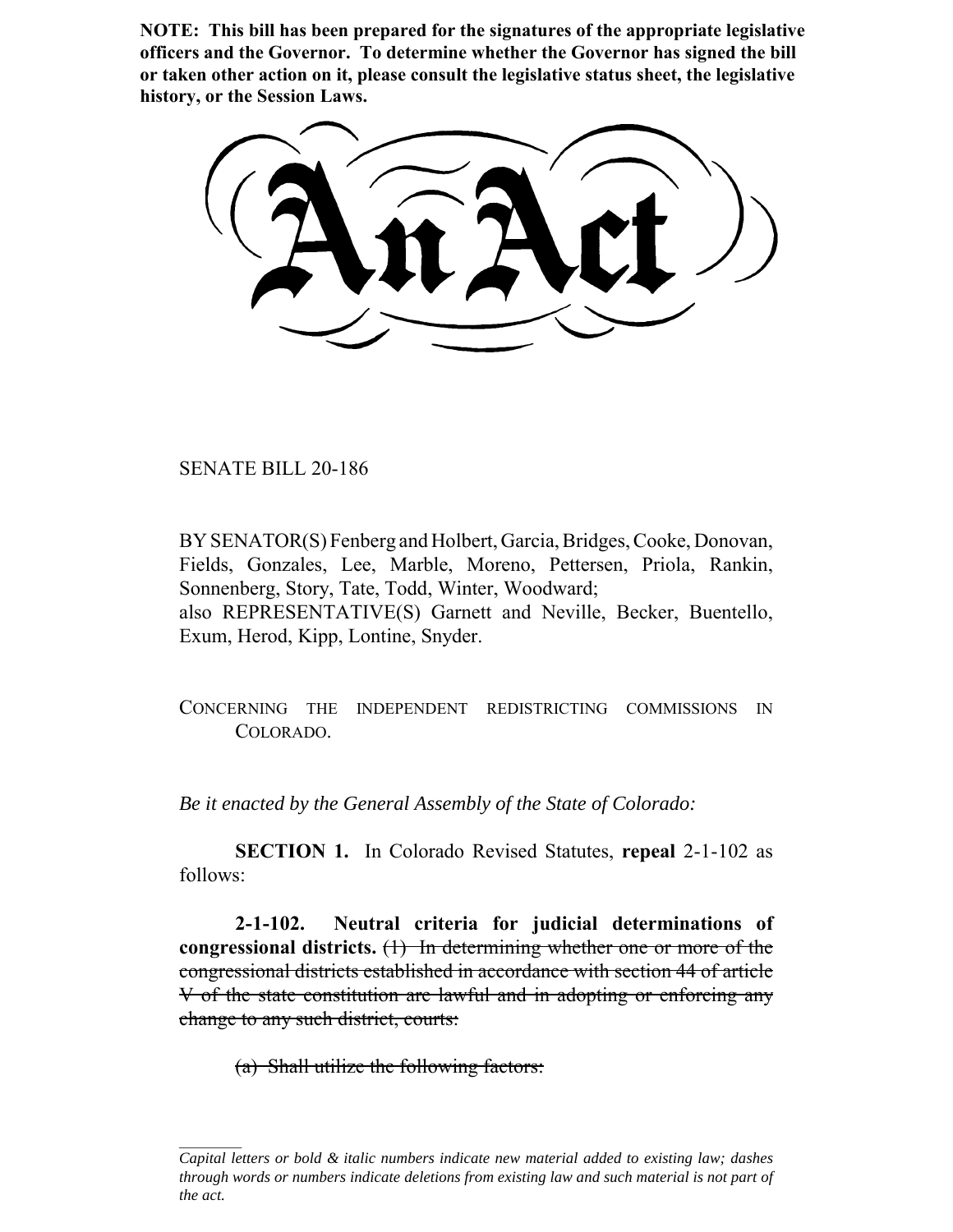**NOTE: This bill has been prepared for the signatures of the appropriate legislative officers and the Governor. To determine whether the Governor has signed the bill or taken other action on it, please consult the legislative status sheet, the legislative history, or the Session Laws.**

# An Act

SENATE BILL 20-186

BY SENATOR(S) Fenberg and Holbert, Garcia, Bridges, Cooke, Donovan, Fields, Gonzales, Lee, Marble, Moreno, Pettersen, Priola, Rankin, Sonnenberg, Story, Tate, Todd, Winter, Woodward;
also REPRESENTATIVE(S) Garnett and Neville, Becker, Buentello, Exum, Herod, Kipp, Lontine, Snyder.

CONCERNING THE INDEPENDENT REDISTRICTING COMMISSIONS IN COLORADO.

*Be it enacted by the General Assembly of the State of Colorado:*

**SECTION 1.** In Colorado Revised Statutes, **repeal** 2-1-102 as follows:

**2-1-102. Neutral criteria for judicial determinations of congressional districts.** ~~(1) In determining whether one or more of the congressional districts established in accordance with section 44 of article V of the state constitution are lawful and in adopting or enforcing any change to any such district, courts:~~

~~(a) Shall utilize the following factors:~~

---

*Capital letters or bold & italic numbers indicate new material added to existing law; dashes through words or numbers indicate deletions from existing law and such material is not part of the act.*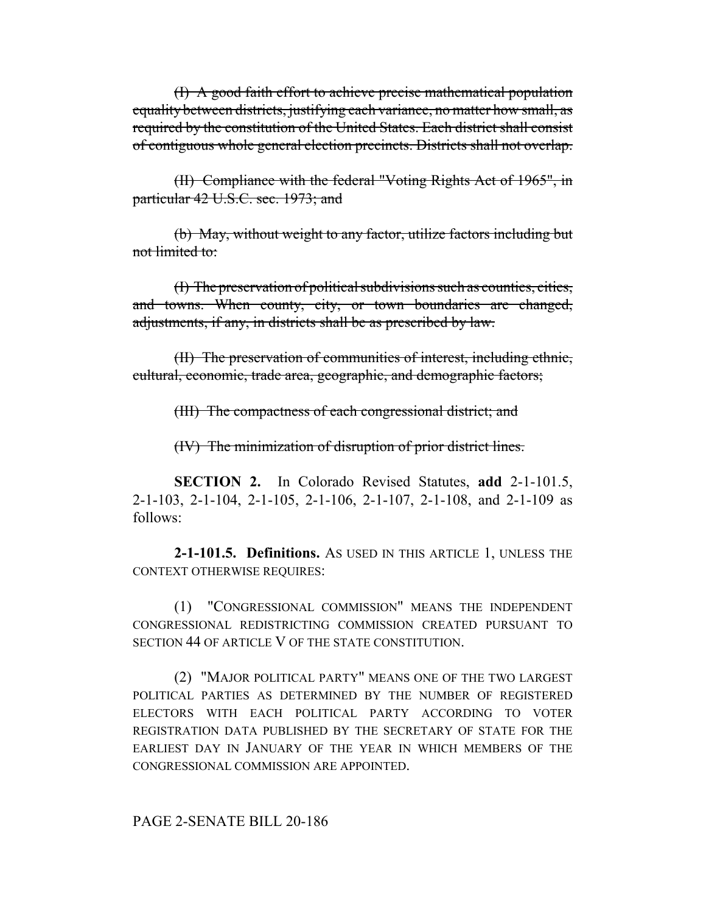~~(I) A good faith effort to achieve precise mathematical population equality between districts, justifying each variance, no matter how small, as required by the constitution of the United States. Each district shall consist of contiguous whole general election precincts. Districts shall not overlap.~~

~~(II) Compliance with the federal "Voting Rights Act of 1965", in particular 42 U.S.C. sec. 1973; and~~

~~(b) May, without weight to any factor, utilize factors including but not limited to:~~

~~(I) The preservation of political subdivisions such as counties, cities, and towns. When county, city, or town boundaries are changed, adjustments, if any, in districts shall be as prescribed by law.~~

~~(II) The preservation of communities of interest, including ethnic, cultural, economic, trade area, geographic, and demographic factors;~~

~~(III) The compactness of each congressional district; and~~

~~(IV) The minimization of disruption of prior district lines.~~

**SECTION 2.** In Colorado Revised Statutes, **add** 2-1-101.5, 2-1-103, 2-1-104, 2-1-105, 2-1-106, 2-1-107, 2-1-108, and 2-1-109 as follows:

**2-1-101.5. Definitions.** AS USED IN THIS ARTICLE 1, UNLESS THE CONTEXT OTHERWISE REQUIRES:

(1) "CONGRESSIONAL COMMISSION" MEANS THE INDEPENDENT CONGRESSIONAL REDISTRICTING COMMISSION CREATED PURSUANT TO SECTION 44 OF ARTICLE V OF THE STATE CONSTITUTION.

(2) "MAJOR POLITICAL PARTY" MEANS ONE OF THE TWO LARGEST POLITICAL PARTIES AS DETERMINED BY THE NUMBER OF REGISTERED ELECTORS WITH EACH POLITICAL PARTY ACCORDING TO VOTER REGISTRATION DATA PUBLISHED BY THE SECRETARY OF STATE FOR THE EARLIEST DAY IN JANUARY OF THE YEAR IN WHICH MEMBERS OF THE CONGRESSIONAL COMMISSION ARE APPOINTED.

PAGE 2-SENATE BILL 20-186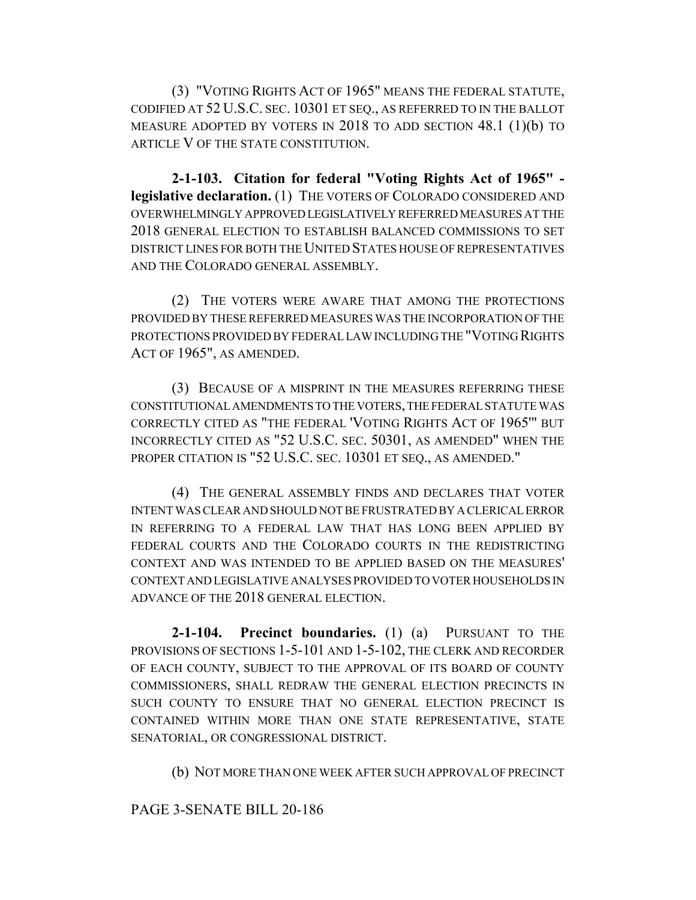(3) "VOTING RIGHTS ACT OF 1965" MEANS THE FEDERAL STATUTE, CODIFIED AT 52 U.S.C. SEC. 10301 ET SEQ., AS REFERRED TO IN THE BALLOT MEASURE ADOPTED BY VOTERS IN 2018 TO ADD SECTION 48.1 (1)(b) TO ARTICLE V OF THE STATE CONSTITUTION.

**2-1-103. Citation for federal "Voting Rights Act of 1965" - legislative declaration.** (1) THE VOTERS OF COLORADO CONSIDERED AND OVERWHELMINGLY APPROVED LEGISLATIVELY REFERRED MEASURES AT THE 2018 GENERAL ELECTION TO ESTABLISH BALANCED COMMISSIONS TO SET DISTRICT LINES FOR BOTH THE UNITED STATES HOUSE OF REPRESENTATIVES AND THE COLORADO GENERAL ASSEMBLY.

(2) THE VOTERS WERE AWARE THAT AMONG THE PROTECTIONS PROVIDED BY THESE REFERRED MEASURES WAS THE INCORPORATION OF THE PROTECTIONS PROVIDED BY FEDERAL LAW INCLUDING THE "VOTING RIGHTS ACT OF 1965", AS AMENDED.

(3) BECAUSE OF A MISPRINT IN THE MEASURES REFERRING THESE CONSTITUTIONAL AMENDMENTS TO THE VOTERS, THE FEDERAL STATUTE WAS CORRECTLY CITED AS "THE FEDERAL 'VOTING RIGHTS ACT OF 1965'" BUT INCORRECTLY CITED AS "52 U.S.C. SEC. 50301, AS AMENDED" WHEN THE PROPER CITATION IS "52 U.S.C. SEC. 10301 ET SEQ., AS AMENDED."

(4) THE GENERAL ASSEMBLY FINDS AND DECLARES THAT VOTER INTENT WAS CLEAR AND SHOULD NOT BE FRUSTRATED BY A CLERICAL ERROR IN REFERRING TO A FEDERAL LAW THAT HAS LONG BEEN APPLIED BY FEDERAL COURTS AND THE COLORADO COURTS IN THE REDISTRICTING CONTEXT AND WAS INTENDED TO BE APPLIED BASED ON THE MEASURES' CONTEXT AND LEGISLATIVE ANALYSES PROVIDED TO VOTER HOUSEHOLDS IN ADVANCE OF THE 2018 GENERAL ELECTION.

**2-1-104. Precinct boundaries.** (1) (a) PURSUANT TO THE PROVISIONS OF SECTIONS 1-5-101 AND 1-5-102, THE CLERK AND RECORDER OF EACH COUNTY, SUBJECT TO THE APPROVAL OF ITS BOARD OF COUNTY COMMISSIONERS, SHALL REDRAW THE GENERAL ELECTION PRECINCTS IN SUCH COUNTY TO ENSURE THAT NO GENERAL ELECTION PRECINCT IS CONTAINED WITHIN MORE THAN ONE STATE REPRESENTATIVE, STATE SENATORIAL, OR CONGRESSIONAL DISTRICT.

(b) NOT MORE THAN ONE WEEK AFTER SUCH APPROVAL OF PRECINCT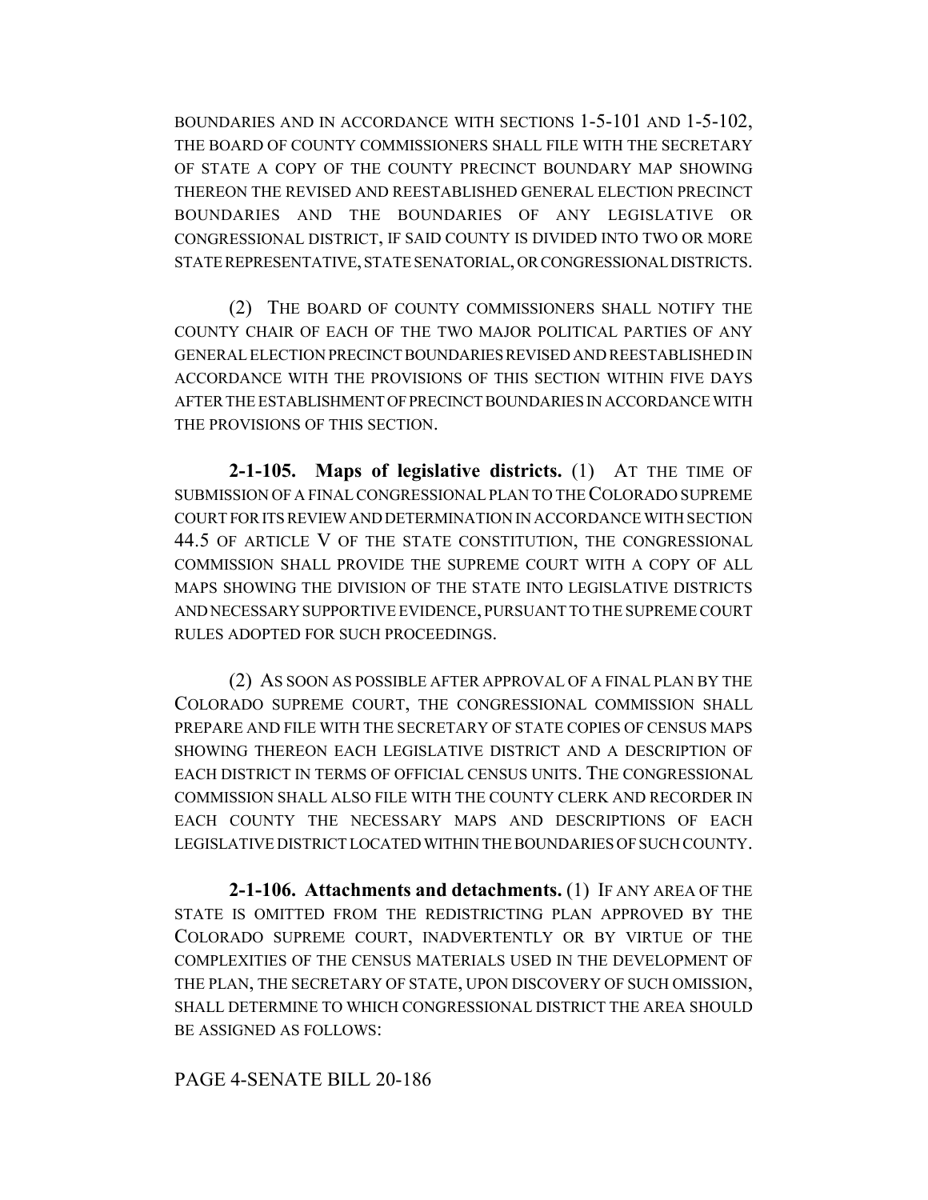BOUNDARIES AND IN ACCORDANCE WITH SECTIONS 1-5-101 AND 1-5-102, THE BOARD OF COUNTY COMMISSIONERS SHALL FILE WITH THE SECRETARY OF STATE A COPY OF THE COUNTY PRECINCT BOUNDARY MAP SHOWING THEREON THE REVISED AND REESTABLISHED GENERAL ELECTION PRECINCT BOUNDARIES AND THE BOUNDARIES OF ANY LEGISLATIVE OR CONGRESSIONAL DISTRICT, IF SAID COUNTY IS DIVIDED INTO TWO OR MORE STATE REPRESENTATIVE, STATE SENATORIAL, OR CONGRESSIONAL DISTRICTS.

(2) THE BOARD OF COUNTY COMMISSIONERS SHALL NOTIFY THE COUNTY CHAIR OF EACH OF THE TWO MAJOR POLITICAL PARTIES OF ANY GENERAL ELECTION PRECINCT BOUNDARIES REVISED AND REESTABLISHED IN ACCORDANCE WITH THE PROVISIONS OF THIS SECTION WITHIN FIVE DAYS AFTER THE ESTABLISHMENT OF PRECINCT BOUNDARIES IN ACCORDANCE WITH THE PROVISIONS OF THIS SECTION.

**2-1-105. Maps of legislative districts.** (1) AT THE TIME OF SUBMISSION OF A FINAL CONGRESSIONAL PLAN TO THE COLORADO SUPREME COURT FOR ITS REVIEW AND DETERMINATION IN ACCORDANCE WITH SECTION 44.5 OF ARTICLE V OF THE STATE CONSTITUTION, THE CONGRESSIONAL COMMISSION SHALL PROVIDE THE SUPREME COURT WITH A COPY OF ALL MAPS SHOWING THE DIVISION OF THE STATE INTO LEGISLATIVE DISTRICTS AND NECESSARY SUPPORTIVE EVIDENCE, PURSUANT TO THE SUPREME COURT RULES ADOPTED FOR SUCH PROCEEDINGS.

(2) AS SOON AS POSSIBLE AFTER APPROVAL OF A FINAL PLAN BY THE COLORADO SUPREME COURT, THE CONGRESSIONAL COMMISSION SHALL PREPARE AND FILE WITH THE SECRETARY OF STATE COPIES OF CENSUS MAPS SHOWING THEREON EACH LEGISLATIVE DISTRICT AND A DESCRIPTION OF EACH DISTRICT IN TERMS OF OFFICIAL CENSUS UNITS. THE CONGRESSIONAL COMMISSION SHALL ALSO FILE WITH THE COUNTY CLERK AND RECORDER IN EACH COUNTY THE NECESSARY MAPS AND DESCRIPTIONS OF EACH LEGISLATIVE DISTRICT LOCATED WITHIN THE BOUNDARIES OF SUCH COUNTY.

**2-1-106. Attachments and detachments.** (1) IF ANY AREA OF THE STATE IS OMITTED FROM THE REDISTRICTING PLAN APPROVED BY THE COLORADO SUPREME COURT, INADVERTENTLY OR BY VIRTUE OF THE COMPLEXITIES OF THE CENSUS MATERIALS USED IN THE DEVELOPMENT OF THE PLAN, THE SECRETARY OF STATE, UPON DISCOVERY OF SUCH OMISSION, SHALL DETERMINE TO WHICH CONGRESSIONAL DISTRICT THE AREA SHOULD BE ASSIGNED AS FOLLOWS: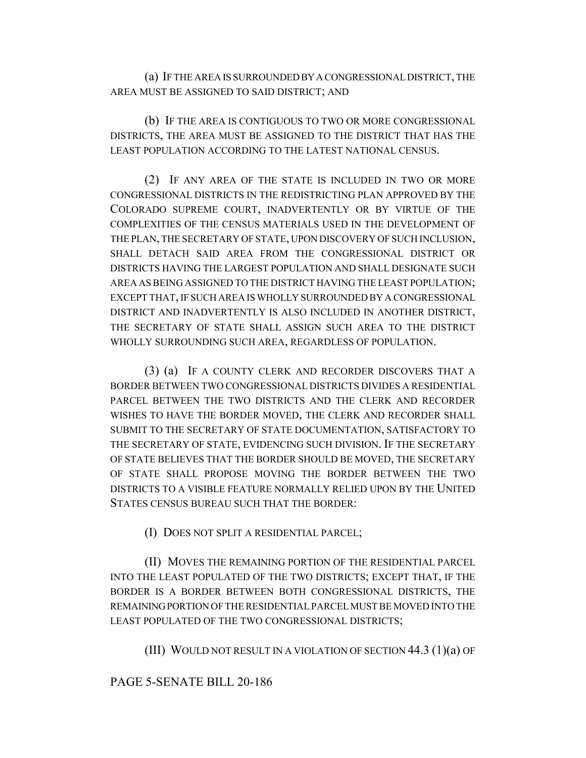(a) IF THE AREA IS SURROUNDED BY A CONGRESSIONAL DISTRICT, THE AREA MUST BE ASSIGNED TO SAID DISTRICT; AND

(b) IF THE AREA IS CONTIGUOUS TO TWO OR MORE CONGRESSIONAL DISTRICTS, THE AREA MUST BE ASSIGNED TO THE DISTRICT THAT HAS THE LEAST POPULATION ACCORDING TO THE LATEST NATIONAL CENSUS.

(2) IF ANY AREA OF THE STATE IS INCLUDED IN TWO OR MORE CONGRESSIONAL DISTRICTS IN THE REDISTRICTING PLAN APPROVED BY THE COLORADO SUPREME COURT, INADVERTENTLY OR BY VIRTUE OF THE COMPLEXITIES OF THE CENSUS MATERIALS USED IN THE DEVELOPMENT OF THE PLAN, THE SECRETARY OF STATE, UPON DISCOVERY OF SUCH INCLUSION, SHALL DETACH SAID AREA FROM THE CONGRESSIONAL DISTRICT OR DISTRICTS HAVING THE LARGEST POPULATION AND SHALL DESIGNATE SUCH AREA AS BEING ASSIGNED TO THE DISTRICT HAVING THE LEAST POPULATION; EXCEPT THAT, IF SUCH AREA IS WHOLLY SURROUNDED BY A CONGRESSIONAL DISTRICT AND INADVERTENTLY IS ALSO INCLUDED IN ANOTHER DISTRICT, THE SECRETARY OF STATE SHALL ASSIGN SUCH AREA TO THE DISTRICT WHOLLY SURROUNDING SUCH AREA, REGARDLESS OF POPULATION.

(3) (a) IF A COUNTY CLERK AND RECORDER DISCOVERS THAT A BORDER BETWEEN TWO CONGRESSIONAL DISTRICTS DIVIDES A RESIDENTIAL PARCEL BETWEEN THE TWO DISTRICTS AND THE CLERK AND RECORDER WISHES TO HAVE THE BORDER MOVED, THE CLERK AND RECORDER SHALL SUBMIT TO THE SECRETARY OF STATE DOCUMENTATION, SATISFACTORY TO THE SECRETARY OF STATE, EVIDENCING SUCH DIVISION. IF THE SECRETARY OF STATE BELIEVES THAT THE BORDER SHOULD BE MOVED, THE SECRETARY OF STATE SHALL PROPOSE MOVING THE BORDER BETWEEN THE TWO DISTRICTS TO A VISIBLE FEATURE NORMALLY RELIED UPON BY THE UNITED STATES CENSUS BUREAU SUCH THAT THE BORDER:

(I) DOES NOT SPLIT A RESIDENTIAL PARCEL;

(II) MOVES THE REMAINING PORTION OF THE RESIDENTIAL PARCEL INTO THE LEAST POPULATED OF THE TWO DISTRICTS; EXCEPT THAT, IF THE BORDER IS A BORDER BETWEEN BOTH CONGRESSIONAL DISTRICTS, THE REMAINING PORTION OF THE RESIDENTIAL PARCEL MUST BE MOVED INTO THE LEAST POPULATED OF THE TWO CONGRESSIONAL DISTRICTS;

(III) WOULD NOT RESULT IN A VIOLATION OF SECTION 44.3 (1)(a) OF

PAGE 5-SENATE BILL 20-186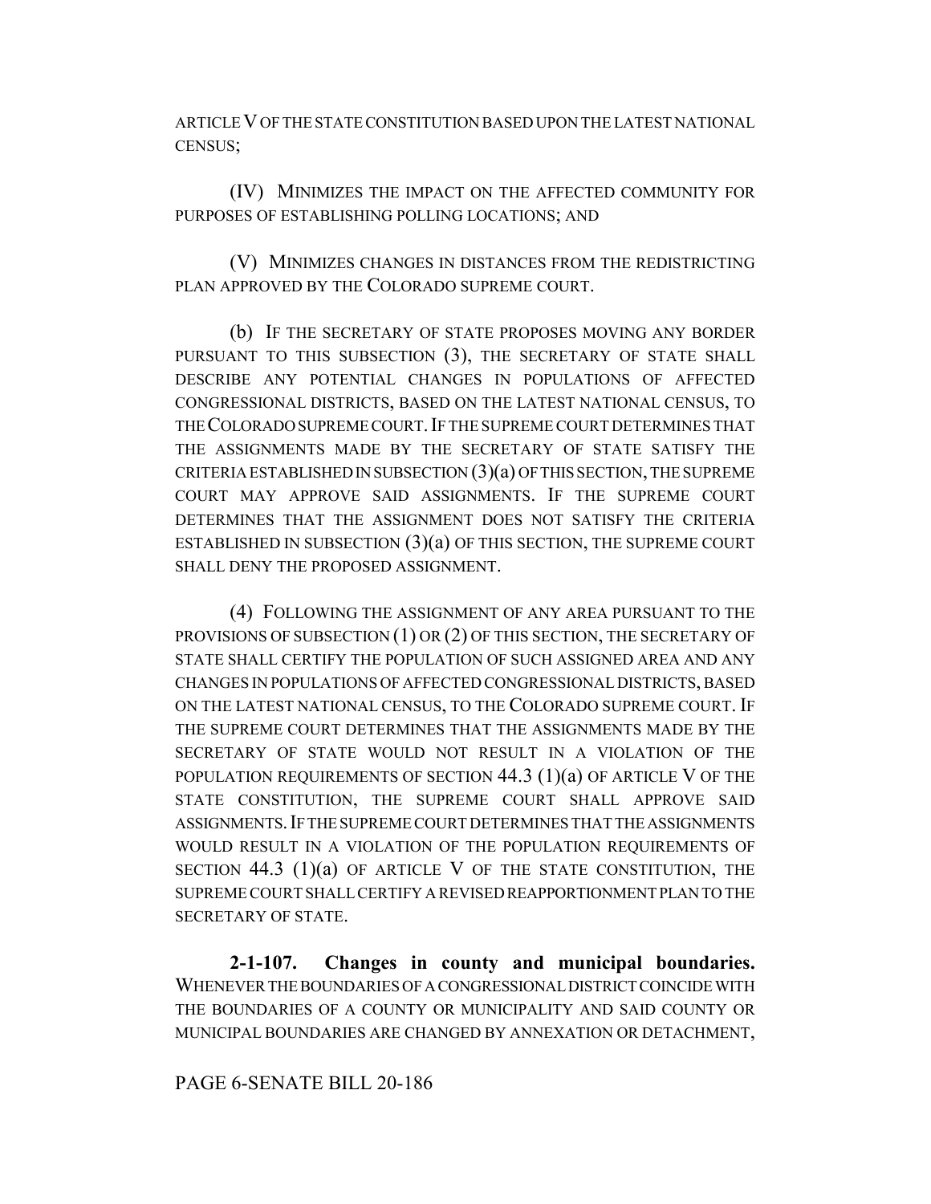ARTICLE V OF THE STATE CONSTITUTION BASED UPON THE LATEST NATIONAL CENSUS;

(IV) MINIMIZES THE IMPACT ON THE AFFECTED COMMUNITY FOR PURPOSES OF ESTABLISHING POLLING LOCATIONS; AND

(V) MINIMIZES CHANGES IN DISTANCES FROM THE REDISTRICTING PLAN APPROVED BY THE COLORADO SUPREME COURT.

(b) IF THE SECRETARY OF STATE PROPOSES MOVING ANY BORDER PURSUANT TO THIS SUBSECTION (3), THE SECRETARY OF STATE SHALL DESCRIBE ANY POTENTIAL CHANGES IN POPULATIONS OF AFFECTED CONGRESSIONAL DISTRICTS, BASED ON THE LATEST NATIONAL CENSUS, TO THE COLORADO SUPREME COURT. IF THE SUPREME COURT DETERMINES THAT THE ASSIGNMENTS MADE BY THE SECRETARY OF STATE SATISFY THE CRITERIA ESTABLISHED IN SUBSECTION (3)(a) OF THIS SECTION, THE SUPREME COURT MAY APPROVE SAID ASSIGNMENTS. IF THE SUPREME COURT DETERMINES THAT THE ASSIGNMENT DOES NOT SATISFY THE CRITERIA ESTABLISHED IN SUBSECTION (3)(a) OF THIS SECTION, THE SUPREME COURT SHALL DENY THE PROPOSED ASSIGNMENT.

(4) FOLLOWING THE ASSIGNMENT OF ANY AREA PURSUANT TO THE PROVISIONS OF SUBSECTION (1) OR (2) OF THIS SECTION, THE SECRETARY OF STATE SHALL CERTIFY THE POPULATION OF SUCH ASSIGNED AREA AND ANY CHANGES IN POPULATIONS OF AFFECTED CONGRESSIONAL DISTRICTS, BASED ON THE LATEST NATIONAL CENSUS, TO THE COLORADO SUPREME COURT. IF THE SUPREME COURT DETERMINES THAT THE ASSIGNMENTS MADE BY THE SECRETARY OF STATE WOULD NOT RESULT IN A VIOLATION OF THE POPULATION REQUIREMENTS OF SECTION 44.3 (1)(a) OF ARTICLE V OF THE STATE CONSTITUTION, THE SUPREME COURT SHALL APPROVE SAID ASSIGNMENTS. IF THE SUPREME COURT DETERMINES THAT THE ASSIGNMENTS WOULD RESULT IN A VIOLATION OF THE POPULATION REQUIREMENTS OF SECTION 44.3 (1)(a) OF ARTICLE V OF THE STATE CONSTITUTION, THE SUPREME COURT SHALL CERTIFY A REVISED REAPPORTIONMENT PLAN TO THE SECRETARY OF STATE.

**2-1-107. Changes in county and municipal boundaries.** WHENEVER THE BOUNDARIES OF A CONGRESSIONAL DISTRICT COINCIDE WITH THE BOUNDARIES OF A COUNTY OR MUNICIPALITY AND SAID COUNTY OR MUNICIPAL BOUNDARIES ARE CHANGED BY ANNEXATION OR DETACHMENT,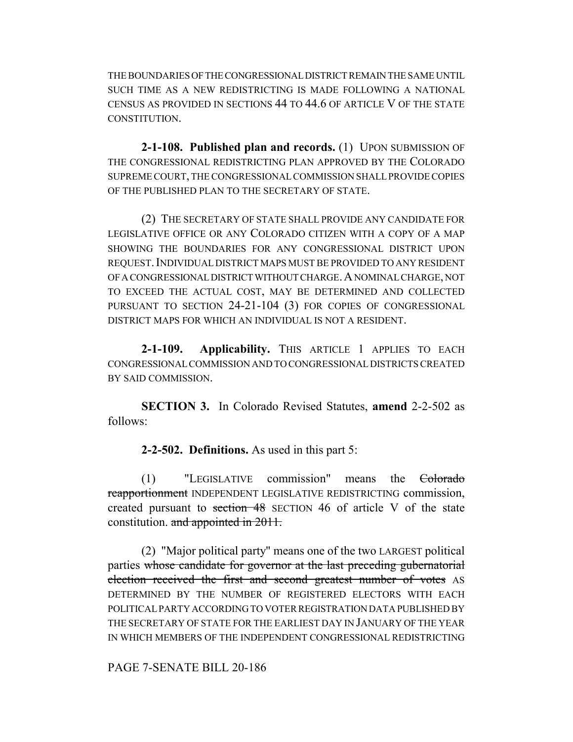THE BOUNDARIES OF THE CONGRESSIONAL DISTRICT REMAIN THE SAME UNTIL SUCH TIME AS A NEW REDISTRICTING IS MADE FOLLOWING A NATIONAL CENSUS AS PROVIDED IN SECTIONS 44 TO 44.6 OF ARTICLE V OF THE STATE CONSTITUTION.

**2-1-108. Published plan and records.** (1) UPON SUBMISSION OF THE CONGRESSIONAL REDISTRICTING PLAN APPROVED BY THE COLORADO SUPREME COURT, THE CONGRESSIONAL COMMISSION SHALL PROVIDE COPIES OF THE PUBLISHED PLAN TO THE SECRETARY OF STATE.

(2) THE SECRETARY OF STATE SHALL PROVIDE ANY CANDIDATE FOR LEGISLATIVE OFFICE OR ANY COLORADO CITIZEN WITH A COPY OF A MAP SHOWING THE BOUNDARIES FOR ANY CONGRESSIONAL DISTRICT UPON REQUEST. INDIVIDUAL DISTRICT MAPS MUST BE PROVIDED TO ANY RESIDENT OF A CONGRESSIONAL DISTRICT WITHOUT CHARGE. A NOMINAL CHARGE, NOT TO EXCEED THE ACTUAL COST, MAY BE DETERMINED AND COLLECTED PURSUANT TO SECTION 24-21-104 (3) FOR COPIES OF CONGRESSIONAL DISTRICT MAPS FOR WHICH AN INDIVIDUAL IS NOT A RESIDENT.

**2-1-109. Applicability.** THIS ARTICLE 1 APPLIES TO EACH CONGRESSIONAL COMMISSION AND TO CONGRESSIONAL DISTRICTS CREATED BY SAID COMMISSION.

**SECTION 3.** In Colorado Revised Statutes, **amend** 2-2-502 as follows:

**2-2-502. Definitions.** As used in this part 5:

(1) "LEGISLATIVE commission" means the ~~Colorado reapportionment~~ INDEPENDENT LEGISLATIVE REDISTRICTING commission, created pursuant to ~~section 48~~ SECTION 46 of article V of the state constitution. ~~and appointed in 2011.~~

(2) "Major political party" means one of the two LARGEST political parties ~~whose candidate for governor at the last preceding gubernatorial election received the first and second greatest number of votes~~ AS DETERMINED BY THE NUMBER OF REGISTERED ELECTORS WITH EACH POLITICAL PARTY ACCORDING TO VOTER REGISTRATION DATA PUBLISHED BY THE SECRETARY OF STATE FOR THE EARLIEST DAY IN JANUARY OF THE YEAR IN WHICH MEMBERS OF THE INDEPENDENT CONGRESSIONAL REDISTRICTING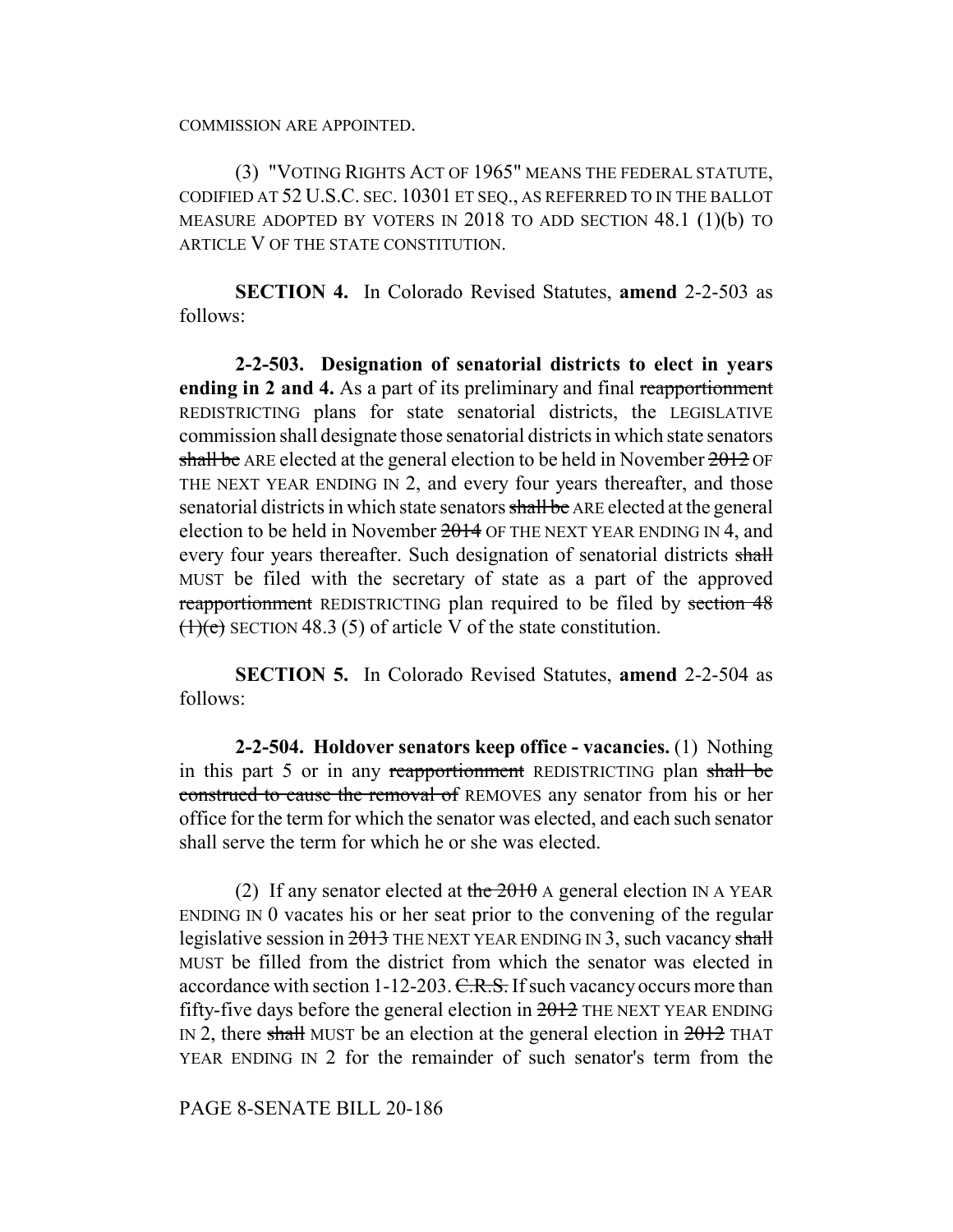COMMISSION ARE APPOINTED.

(3) "VOTING RIGHTS ACT OF 1965" MEANS THE FEDERAL STATUTE, CODIFIED AT 52 U.S.C. SEC. 10301 ET SEQ., AS REFERRED TO IN THE BALLOT MEASURE ADOPTED BY VOTERS IN 2018 TO ADD SECTION 48.1 (1)(b) TO ARTICLE V OF THE STATE CONSTITUTION.

**SECTION 4.** In Colorado Revised Statutes, **amend** 2-2-503 as follows:

**2-2-503. Designation of senatorial districts to elect in years ending in 2 and 4.** As a part of its preliminary and final ~~reapportionment~~ REDISTRICTING plans for state senatorial districts, the LEGISLATIVE commission shall designate those senatorial districts in which state senators ~~shall be~~ ARE elected at the general election to be held in November ~~2012~~ OF THE NEXT YEAR ENDING IN 2, and every four years thereafter, and those senatorial districts in which state senators ~~shall be~~ ARE elected at the general election to be held in November ~~2014~~ OF THE NEXT YEAR ENDING IN 4, and every four years thereafter. Such designation of senatorial districts ~~shall~~ MUST be filed with the secretary of state as a part of the approved ~~reapportionment~~ REDISTRICTING plan required to be filed by ~~section 48 (1)(e)~~ SECTION 48.3 (5) of article V of the state constitution.

**SECTION 5.** In Colorado Revised Statutes, **amend** 2-2-504 as follows:

**2-2-504. Holdover senators keep office - vacancies.** (1) Nothing in this part 5 or in any ~~reapportionment~~ REDISTRICTING plan ~~shall be construed to cause the removal of~~ REMOVES any senator from his or her office for the term for which the senator was elected, and each such senator shall serve the term for which he or she was elected.

(2) If any senator elected at ~~the 2010~~ A general election IN A YEAR ENDING IN 0 vacates his or her seat prior to the convening of the regular legislative session in ~~2013~~ THE NEXT YEAR ENDING IN 3, such vacancy ~~shall~~ MUST be filled from the district from which the senator was elected in accordance with section 1-12-203. ~~C.R.S.~~ If such vacancy occurs more than fifty-five days before the general election in ~~2012~~ THE NEXT YEAR ENDING IN 2, there ~~shall~~ MUST be an election at the general election in ~~2012~~ THAT YEAR ENDING IN 2 for the remainder of such senator's term from the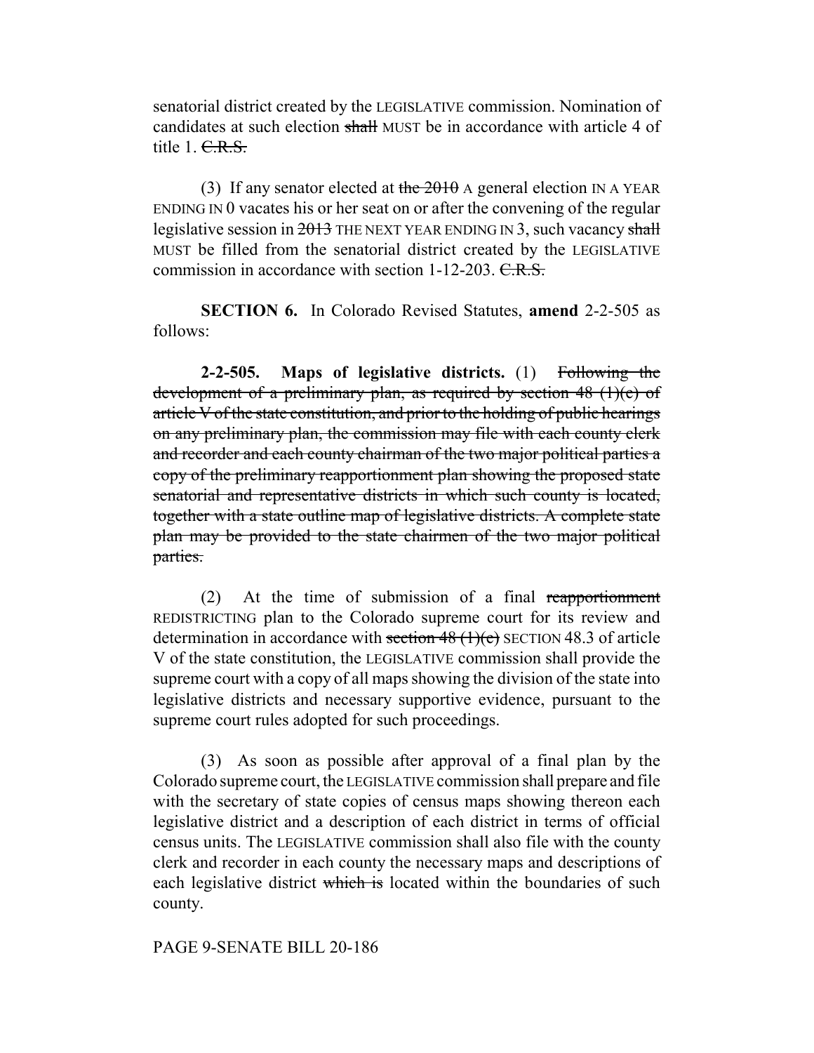senatorial district created by the LEGISLATIVE commission. Nomination of candidates at such election ~~shall~~ MUST be in accordance with article 4 of title 1. ~~C.R.S.~~

(3) If any senator elected at ~~the 2010~~ A general election IN A YEAR ENDING IN 0 vacates his or her seat on or after the convening of the regular legislative session in ~~2013~~ THE NEXT YEAR ENDING IN 3, such vacancy ~~shall~~ MUST be filled from the senatorial district created by the LEGISLATIVE commission in accordance with section 1-12-203. ~~C.R.S.~~

**SECTION 6.** In Colorado Revised Statutes, **amend** 2-2-505 as follows:

**2-2-505. Maps of legislative districts.** (1) ~~Following the development of a preliminary plan, as required by section 48 (1)(e) of article V of the state constitution, and prior to the holding of public hearings on any preliminary plan, the commission may file with each county clerk and recorder and each county chairman of the two major political parties a copy of the preliminary reapportionment plan showing the proposed state senatorial and representative districts in which such county is located, together with a state outline map of legislative districts. A complete state plan may be provided to the state chairmen of the two major political parties.~~

(2) At the time of submission of a final ~~reapportionment~~ REDISTRICTING plan to the Colorado supreme court for its review and determination in accordance with ~~section 48 (1)(e)~~ SECTION 48.3 of article V of the state constitution, the LEGISLATIVE commission shall provide the supreme court with a copy of all maps showing the division of the state into legislative districts and necessary supportive evidence, pursuant to the supreme court rules adopted for such proceedings.

(3) As soon as possible after approval of a final plan by the Colorado supreme court, the LEGISLATIVE commission shall prepare and file with the secretary of state copies of census maps showing thereon each legislative district and a description of each district in terms of official census units. The LEGISLATIVE commission shall also file with the county clerk and recorder in each county the necessary maps and descriptions of each legislative district ~~which is~~ located within the boundaries of such county.

PAGE 9-SENATE BILL 20-186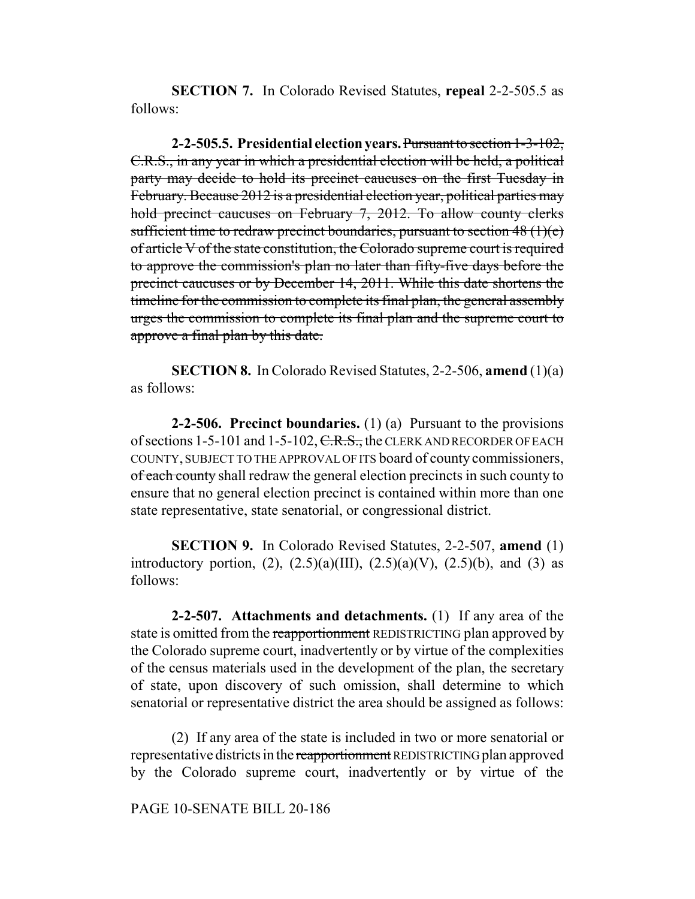**SECTION 7.** In Colorado Revised Statutes, **repeal** 2-2-505.5 as follows:

**2-2-505.5. Presidential election years.** ~~Pursuant to section 1-3-102, C.R.S., in any year in which a presidential election will be held, a political party may decide to hold its precinct caucuses on the first Tuesday in February. Because 2012 is a presidential election year, political parties may hold precinct caucuses on February 7, 2012. To allow county clerks sufficient time to redraw precinct boundaries, pursuant to section 48 (1)(e) of article V of the state constitution, the Colorado supreme court is required to approve the commission's plan no later than fifty-five days before the precinct caucuses or by December 14, 2011. While this date shortens the timeline for the commission to complete its final plan, the general assembly urges the commission to complete its final plan and the supreme court to approve a final plan by this date.~~

**SECTION 8.** In Colorado Revised Statutes, 2-2-506, **amend** (1)(a) as follows:

**2-2-506. Precinct boundaries.** (1) (a) Pursuant to the provisions of sections 1-5-101 and 1-5-102, ~~C.R.S.,~~ the CLERK AND RECORDER OF EACH COUNTY, SUBJECT TO THE APPROVAL OF ITS board of county commissioners, ~~of each county~~ shall redraw the general election precincts in such county to ensure that no general election precinct is contained within more than one state representative, state senatorial, or congressional district.

**SECTION 9.** In Colorado Revised Statutes, 2-2-507, **amend** (1) introductory portion, (2), (2.5)(a)(III), (2.5)(a)(V), (2.5)(b), and (3) as follows:

**2-2-507. Attachments and detachments.** (1) If any area of the state is omitted from the ~~reapportionment~~ REDISTRICTING plan approved by the Colorado supreme court, inadvertently or by virtue of the complexities of the census materials used in the development of the plan, the secretary of state, upon discovery of such omission, shall determine to which senatorial or representative district the area should be assigned as follows:

(2) If any area of the state is included in two or more senatorial or representative districts in the ~~reapportionment~~ REDISTRICTING plan approved by the Colorado supreme court, inadvertently or by virtue of the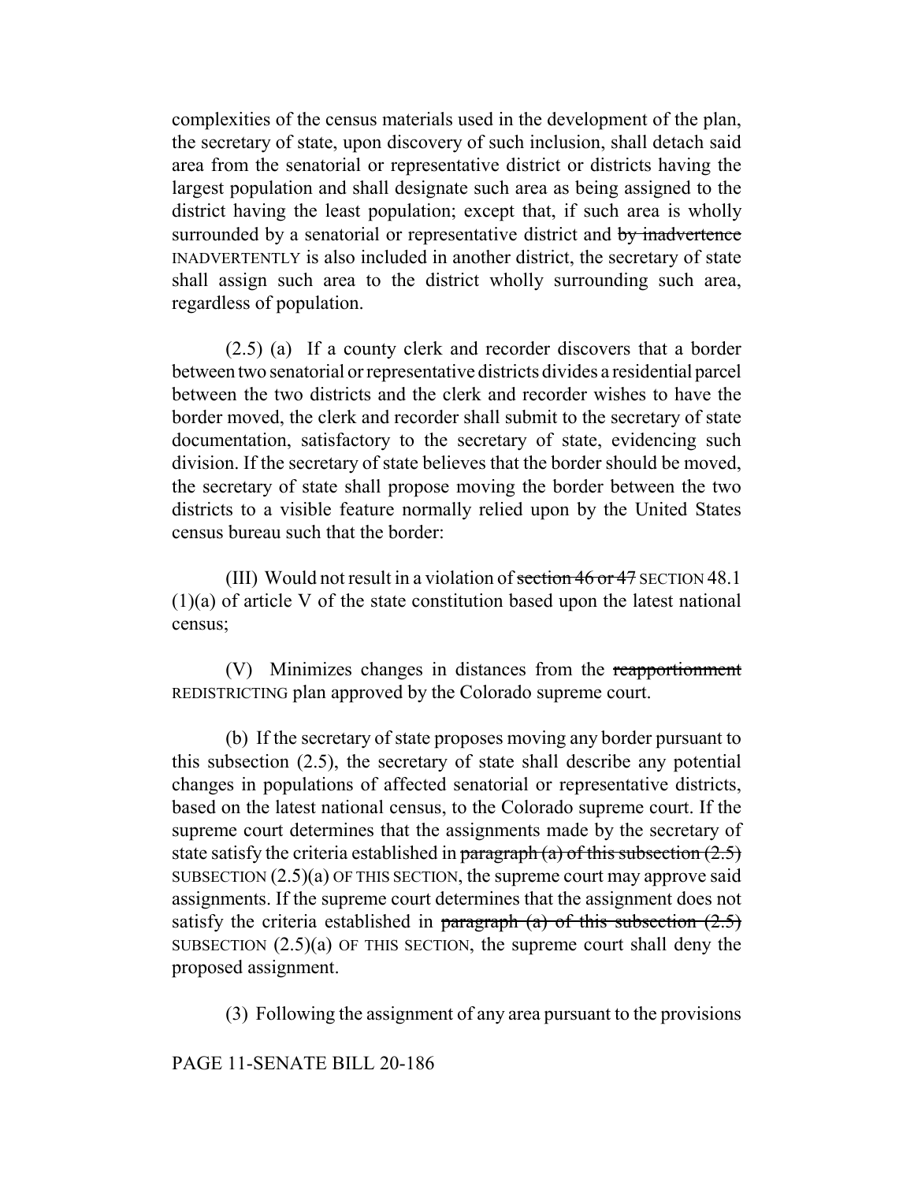complexities of the census materials used in the development of the plan, the secretary of state, upon discovery of such inclusion, shall detach said area from the senatorial or representative district or districts having the largest population and shall designate such area as being assigned to the district having the least population; except that, if such area is wholly surrounded by a senatorial or representative district and ~~by inadvertence~~ INADVERTENTLY is also included in another district, the secretary of state shall assign such area to the district wholly surrounding such area, regardless of population.

(2.5) (a) If a county clerk and recorder discovers that a border between two senatorial or representative districts divides a residential parcel between the two districts and the clerk and recorder wishes to have the border moved, the clerk and recorder shall submit to the secretary of state documentation, satisfactory to the secretary of state, evidencing such division. If the secretary of state believes that the border should be moved, the secretary of state shall propose moving the border between the two districts to a visible feature normally relied upon by the United States census bureau such that the border:

(III) Would not result in a violation of ~~section 46 or 47~~ SECTION 48.1 (1)(a) of article V of the state constitution based upon the latest national census;

(V) Minimizes changes in distances from the ~~reapportionment~~ REDISTRICTING plan approved by the Colorado supreme court.

(b) If the secretary of state proposes moving any border pursuant to this subsection (2.5), the secretary of state shall describe any potential changes in populations of affected senatorial or representative districts, based on the latest national census, to the Colorado supreme court. If the supreme court determines that the assignments made by the secretary of state satisfy the criteria established in ~~paragraph (a) of this subsection (2.5)~~ SUBSECTION (2.5)(a) OF THIS SECTION, the supreme court may approve said assignments. If the supreme court determines that the assignment does not satisfy the criteria established in ~~paragraph (a) of this subsection (2.5)~~ SUBSECTION (2.5)(a) OF THIS SECTION, the supreme court shall deny the proposed assignment.

(3) Following the assignment of any area pursuant to the provisions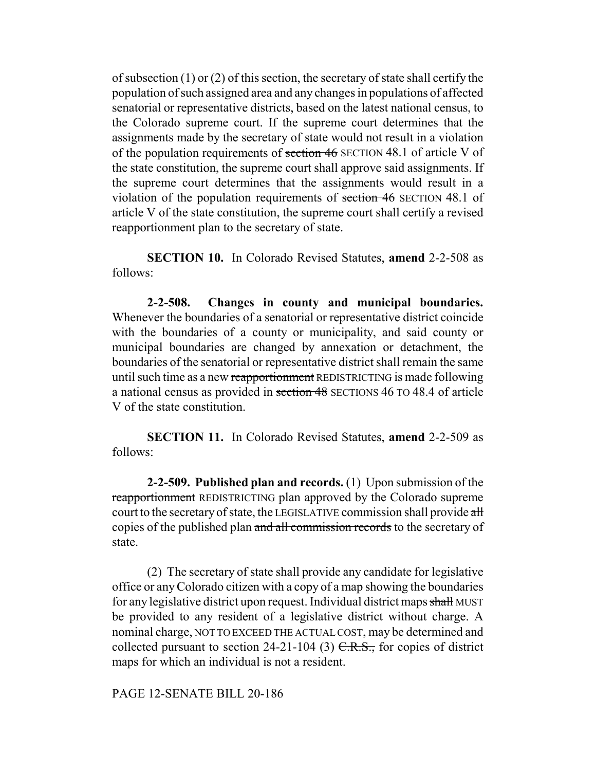of subsection (1) or (2) of this section, the secretary of state shall certify the population of such assigned area and any changes in populations of affected senatorial or representative districts, based on the latest national census, to the Colorado supreme court. If the supreme court determines that the assignments made by the secretary of state would not result in a violation of the population requirements of ~~section 46~~ SECTION 48.1 of article V of the state constitution, the supreme court shall approve said assignments. If the supreme court determines that the assignments would result in a violation of the population requirements of ~~section 46~~ SECTION 48.1 of article V of the state constitution, the supreme court shall certify a revised reapportionment plan to the secretary of state.

**SECTION 10.** In Colorado Revised Statutes, **amend** 2-2-508 as follows:

**2-2-508. Changes in county and municipal boundaries.** Whenever the boundaries of a senatorial or representative district coincide with the boundaries of a county or municipality, and said county or municipal boundaries are changed by annexation or detachment, the boundaries of the senatorial or representative district shall remain the same until such time as a new ~~reapportionment~~ REDISTRICTING is made following a national census as provided in ~~section 48~~ SECTIONS 46 TO 48.4 of article V of the state constitution.

**SECTION 11.** In Colorado Revised Statutes, **amend** 2-2-509 as follows:

**2-2-509. Published plan and records.** (1) Upon submission of the ~~reapportionment~~ REDISTRICTING plan approved by the Colorado supreme court to the secretary of state, the LEGISLATIVE commission shall provide ~~all~~ copies of the published plan ~~and all commission records~~ to the secretary of state.

(2) The secretary of state shall provide any candidate for legislative office or any Colorado citizen with a copy of a map showing the boundaries for any legislative district upon request. Individual district maps ~~shall~~ MUST be provided to any resident of a legislative district without charge. A nominal charge, NOT TO EXCEED THE ACTUAL COST, may be determined and collected pursuant to section 24-21-104 (3) ~~C.R.S.,~~ for copies of district maps for which an individual is not a resident.

PAGE 12-SENATE BILL 20-186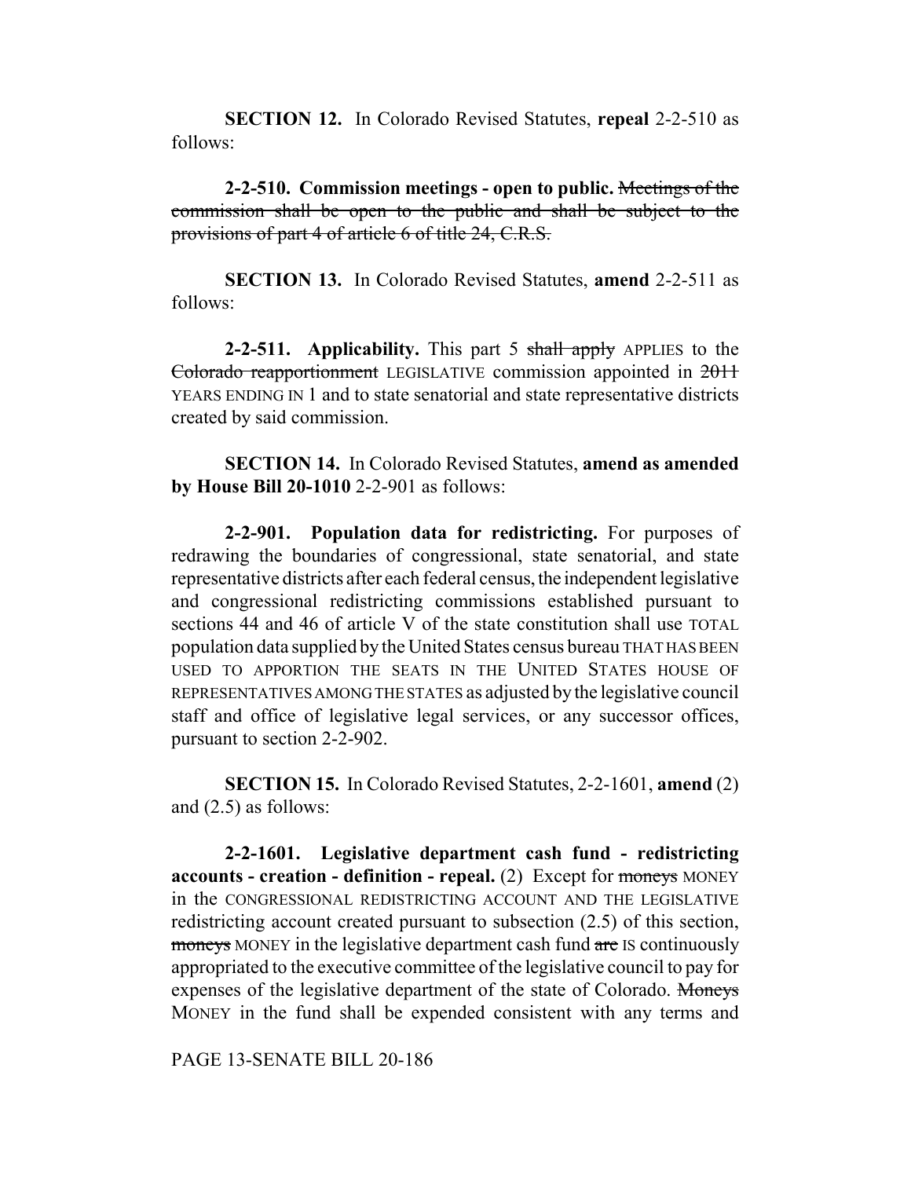**SECTION 12.** In Colorado Revised Statutes, **repeal** 2-2-510 as follows:

**2-2-510. Commission meetings - open to public.** ~~Meetings of the commission shall be open to the public and shall be subject to the provisions of part 4 of article 6 of title 24, C.R.S.~~

**SECTION 13.** In Colorado Revised Statutes, **amend** 2-2-511 as follows:

**2-2-511. Applicability.** This part 5 ~~shall apply~~ APPLIES to the ~~Colorado reapportionment~~ LEGISLATIVE commission appointed in ~~2011~~ YEARS ENDING IN 1 and to state senatorial and state representative districts created by said commission.

**SECTION 14.** In Colorado Revised Statutes, **amend as amended by House Bill 20-1010** 2-2-901 as follows:

**2-2-901. Population data for redistricting.** For purposes of redrawing the boundaries of congressional, state senatorial, and state representative districts after each federal census, the independent legislative and congressional redistricting commissions established pursuant to sections 44 and 46 of article V of the state constitution shall use TOTAL population data supplied by the United States census bureau THAT HAS BEEN USED TO APPORTION THE SEATS IN THE UNITED STATES HOUSE OF REPRESENTATIVES AMONG THE STATES as adjusted by the legislative council staff and office of legislative legal services, or any successor offices, pursuant to section 2-2-902.

**SECTION 15.** In Colorado Revised Statutes, 2-2-1601, **amend** (2) and (2.5) as follows:

**2-2-1601. Legislative department cash fund - redistricting accounts - creation - definition - repeal.** (2) Except for ~~moneys~~ MONEY in the CONGRESSIONAL REDISTRICTING ACCOUNT AND THE LEGISLATIVE redistricting account created pursuant to subsection (2.5) of this section, ~~moneys~~ MONEY in the legislative department cash fund ~~are~~ IS continuously appropriated to the executive committee of the legislative council to pay for expenses of the legislative department of the state of Colorado. ~~Moneys~~ MONEY in the fund shall be expended consistent with any terms and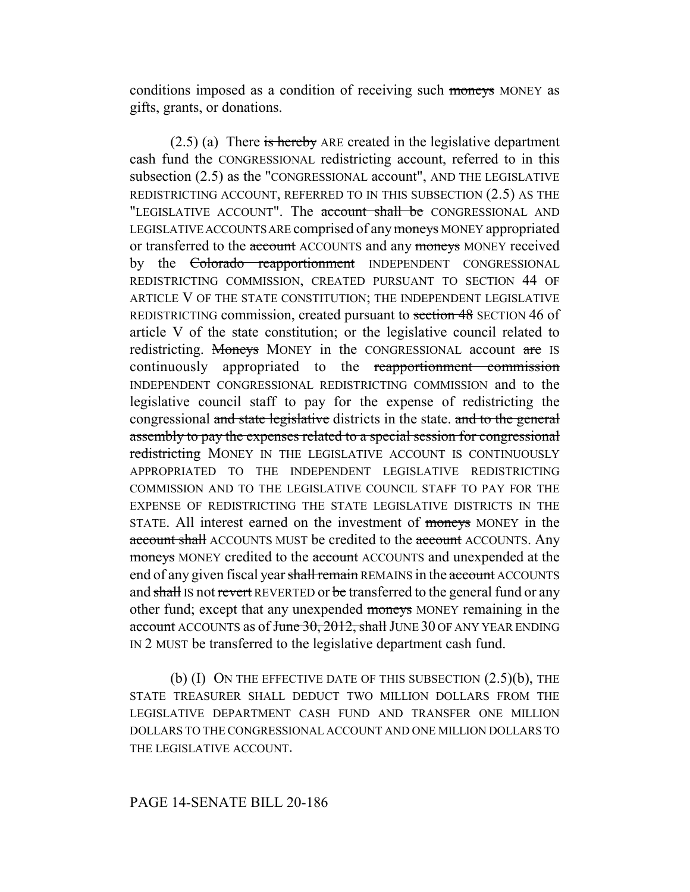conditions imposed as a condition of receiving such ~~moneys~~ MONEY as gifts, grants, or donations.

(2.5) (a) There ~~is hereby~~ ARE created in the legislative department cash fund the CONGRESSIONAL redistricting account, referred to in this subsection (2.5) as the "CONGRESSIONAL account", AND THE LEGISLATIVE REDISTRICTING ACCOUNT, REFERRED TO IN THIS SUBSECTION (2.5) AS THE "LEGISLATIVE ACCOUNT". The ~~account shall be~~ CONGRESSIONAL AND LEGISLATIVE ACCOUNTS ARE comprised of any ~~moneys~~ MONEY appropriated or transferred to the ~~account~~ ACCOUNTS and any ~~moneys~~ MONEY received by the ~~Colorado reapportionment~~ INDEPENDENT CONGRESSIONAL REDISTRICTING COMMISSION, CREATED PURSUANT TO SECTION 44 OF ARTICLE V OF THE STATE CONSTITUTION; THE INDEPENDENT LEGISLATIVE REDISTRICTING commission, created pursuant to ~~section 48~~ SECTION 46 of article V of the state constitution; or the legislative council related to redistricting. ~~Moneys~~ MONEY in the CONGRESSIONAL account ~~are~~ IS continuously appropriated to the ~~reapportionment commission~~ INDEPENDENT CONGRESSIONAL REDISTRICTING COMMISSION and to the legislative council staff to pay for the expense of redistricting the congressional ~~and state legislative~~ districts in the state. ~~and to the general assembly to pay the expenses related to a special session for congressional redistricting~~ MONEY IN THE LEGISLATIVE ACCOUNT IS CONTINUOUSLY APPROPRIATED TO THE INDEPENDENT LEGISLATIVE REDISTRICTING COMMISSION AND TO THE LEGISLATIVE COUNCIL STAFF TO PAY FOR THE EXPENSE OF REDISTRICTING THE STATE LEGISLATIVE DISTRICTS IN THE STATE. All interest earned on the investment of ~~moneys~~ MONEY in the ~~account shall~~ ACCOUNTS MUST be credited to the ~~account~~ ACCOUNTS. Any ~~moneys~~ MONEY credited to the ~~account~~ ACCOUNTS and unexpended at the end of any given fiscal year ~~shall remain~~ REMAINS in the ~~account~~ ACCOUNTS and ~~shall~~ IS not ~~revert~~ REVERTED or ~~be~~ transferred to the general fund or any other fund; except that any unexpended ~~moneys~~ MONEY remaining in the ~~account~~ ACCOUNTS as of ~~June 30, 2012, shall~~ JUNE 30 OF ANY YEAR ENDING IN 2 MUST be transferred to the legislative department cash fund.

(b) (I) ON THE EFFECTIVE DATE OF THIS SUBSECTION (2.5)(b), THE STATE TREASURER SHALL DEDUCT TWO MILLION DOLLARS FROM THE LEGISLATIVE DEPARTMENT CASH FUND AND TRANSFER ONE MILLION DOLLARS TO THE CONGRESSIONAL ACCOUNT AND ONE MILLION DOLLARS TO THE LEGISLATIVE ACCOUNT.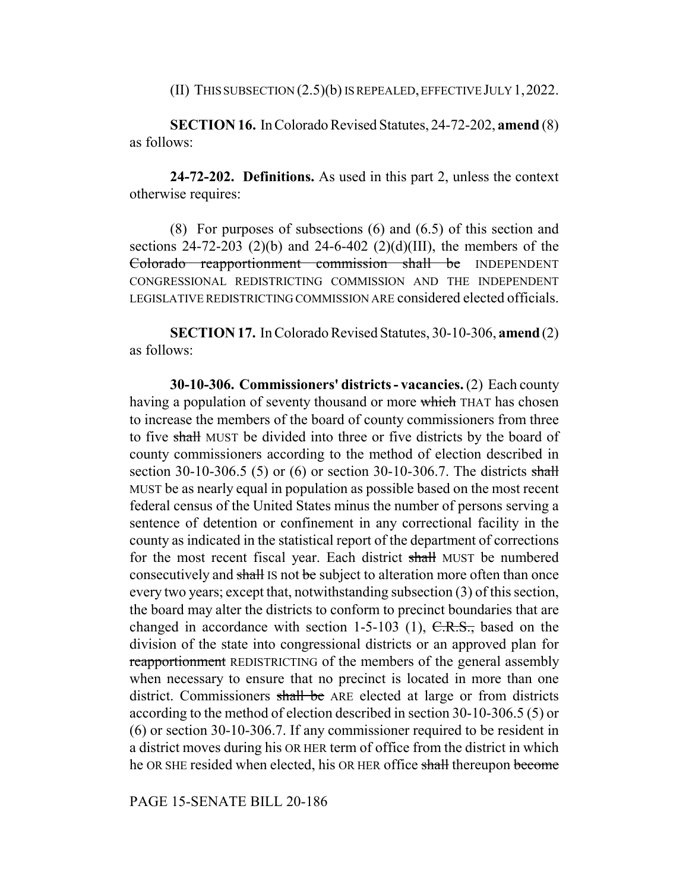(II) THIS SUBSECTION (2.5)(b) IS REPEALED, EFFECTIVE JULY 1, 2022.

**SECTION 16.** In Colorado Revised Statutes, 24-72-202, **amend** (8) as follows:

**24-72-202. Definitions.** As used in this part 2, unless the context otherwise requires:

(8) For purposes of subsections (6) and (6.5) of this section and sections 24-72-203 (2)(b) and 24-6-402 (2)(d)(III), the members of the ~~Colorado reapportionment commission shall be~~ INDEPENDENT CONGRESSIONAL REDISTRICTING COMMISSION AND THE INDEPENDENT LEGISLATIVE REDISTRICTING COMMISSION ARE considered elected officials.

**SECTION 17.** In Colorado Revised Statutes, 30-10-306, **amend** (2) as follows:

**30-10-306. Commissioners' districts - vacancies.** (2) Each county having a population of seventy thousand or more ~~which~~ THAT has chosen to increase the members of the board of county commissioners from three to five ~~shall~~ MUST be divided into three or five districts by the board of county commissioners according to the method of election described in section 30-10-306.5 (5) or (6) or section 30-10-306.7. The districts ~~shall~~ MUST be as nearly equal in population as possible based on the most recent federal census of the United States minus the number of persons serving a sentence of detention or confinement in any correctional facility in the county as indicated in the statistical report of the department of corrections for the most recent fiscal year. Each district ~~shall~~ MUST be numbered consecutively and ~~shall~~ IS not ~~be~~ subject to alteration more often than once every two years; except that, notwithstanding subsection (3) of this section, the board may alter the districts to conform to precinct boundaries that are changed in accordance with section 1-5-103 (1), ~~C.R.S.,~~ based on the division of the state into congressional districts or an approved plan for ~~reapportionment~~ REDISTRICTING of the members of the general assembly when necessary to ensure that no precinct is located in more than one district. Commissioners ~~shall be~~ ARE elected at large or from districts according to the method of election described in section 30-10-306.5 (5) or (6) or section 30-10-306.7. If any commissioner required to be resident in a district moves during his OR HER term of office from the district in which he OR SHE resided when elected, his OR HER office ~~shall~~ thereupon ~~become~~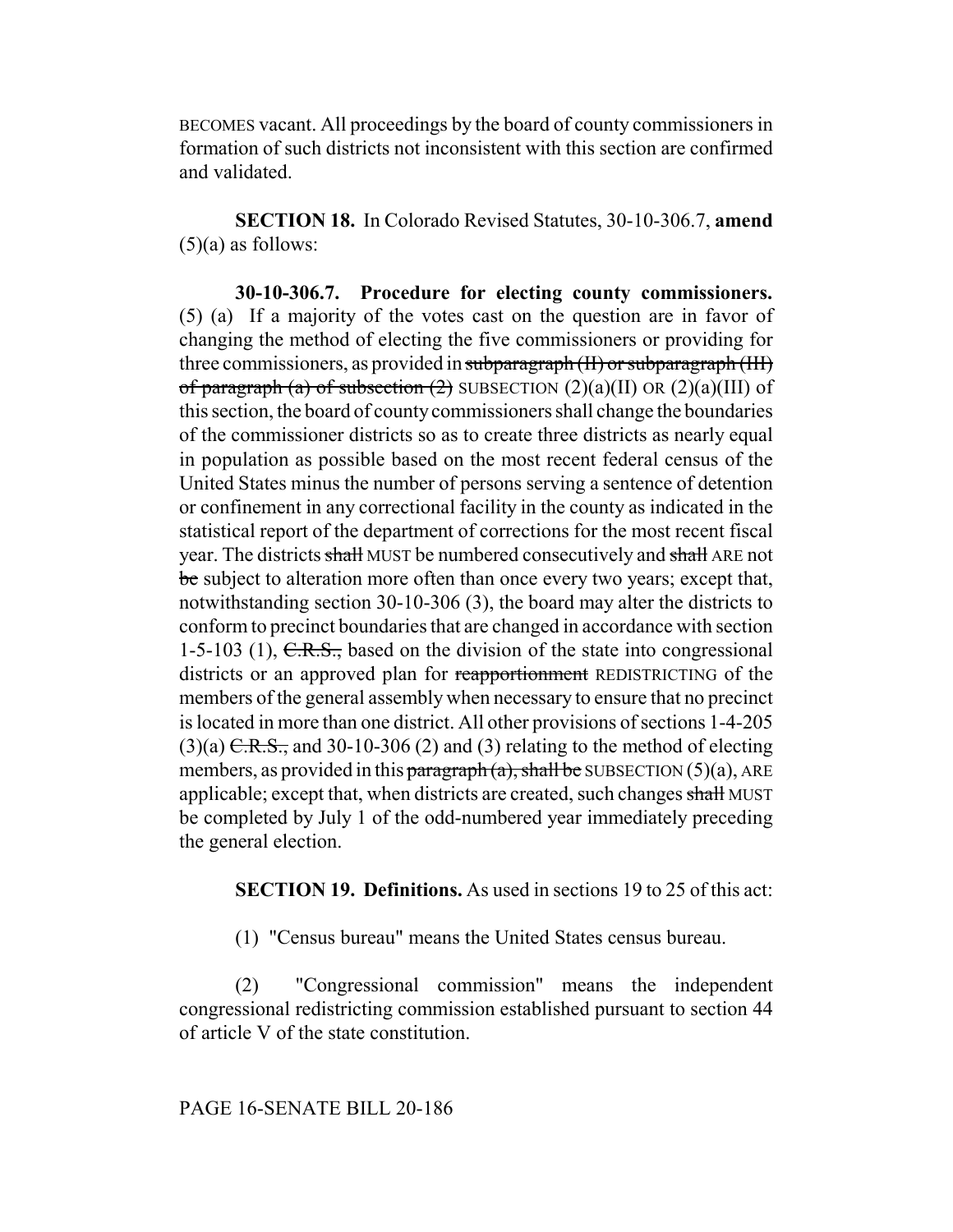BECOMES vacant. All proceedings by the board of county commissioners in formation of such districts not inconsistent with this section are confirmed and validated.

**SECTION 18.** In Colorado Revised Statutes, 30-10-306.7, **amend** (5)(a) as follows:

**30-10-306.7. Procedure for electing county commissioners.** (5) (a) If a majority of the votes cast on the question are in favor of changing the method of electing the five commissioners or providing for three commissioners, as provided in ~~subparagraph (II) or subparagraph (III) of paragraph (a) of subsection (2)~~ SUBSECTION (2)(a)(II) OR (2)(a)(III) of this section, the board of county commissioners shall change the boundaries of the commissioner districts so as to create three districts as nearly equal in population as possible based on the most recent federal census of the United States minus the number of persons serving a sentence of detention or confinement in any correctional facility in the county as indicated in the statistical report of the department of corrections for the most recent fiscal year. The districts ~~shall~~ MUST be numbered consecutively and ~~shall~~ ARE not ~~be~~ subject to alteration more often than once every two years; except that, notwithstanding section 30-10-306 (3), the board may alter the districts to conform to precinct boundaries that are changed in accordance with section 1-5-103 (1), ~~C.R.S.,~~ based on the division of the state into congressional districts or an approved plan for ~~reapportionment~~ REDISTRICTING of the members of the general assembly when necessary to ensure that no precinct is located in more than one district. All other provisions of sections 1-4-205 (3)(a) ~~C.R.S.,~~ and 30-10-306 (2) and (3) relating to the method of electing members, as provided in this ~~paragraph (a), shall be~~ SUBSECTION (5)(a), ARE applicable; except that, when districts are created, such changes ~~shall~~ MUST be completed by July 1 of the odd-numbered year immediately preceding the general election.

**SECTION 19. Definitions.** As used in sections 19 to 25 of this act:

(1) "Census bureau" means the United States census bureau.

(2) "Congressional commission" means the independent congressional redistricting commission established pursuant to section 44 of article V of the state constitution.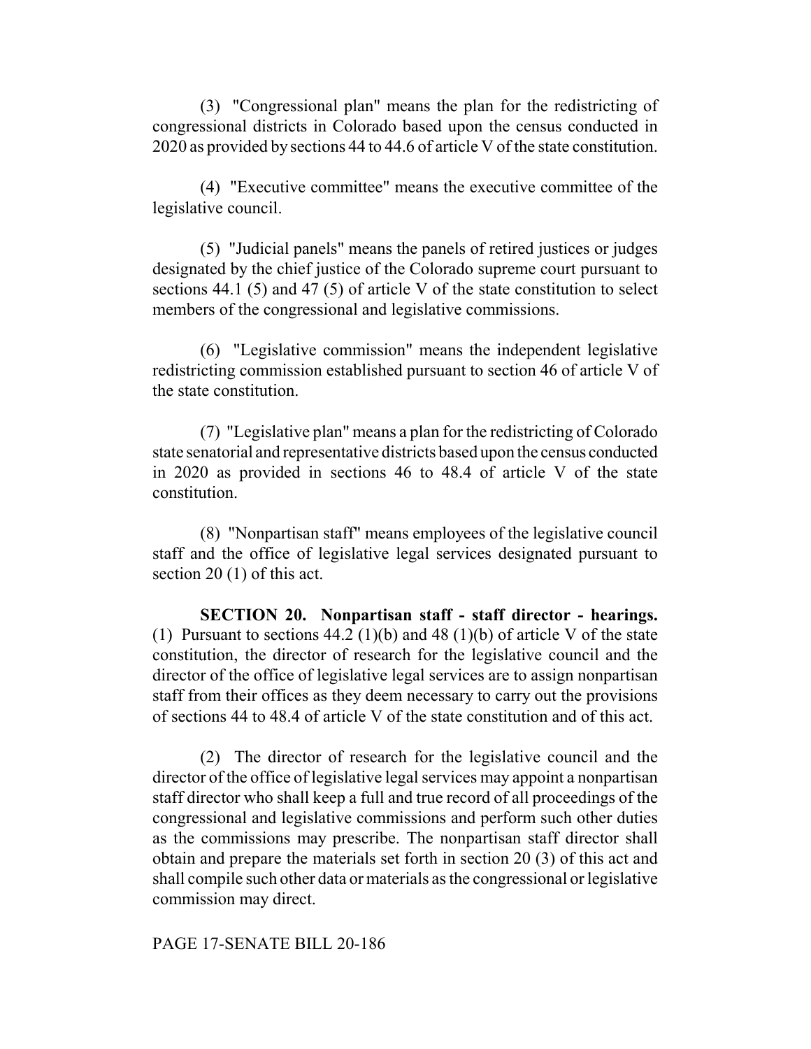(3) "Congressional plan" means the plan for the redistricting of congressional districts in Colorado based upon the census conducted in 2020 as provided by sections 44 to 44.6 of article V of the state constitution.

(4) "Executive committee" means the executive committee of the legislative council.

(5) "Judicial panels" means the panels of retired justices or judges designated by the chief justice of the Colorado supreme court pursuant to sections 44.1 (5) and 47 (5) of article V of the state constitution to select members of the congressional and legislative commissions.

(6) "Legislative commission" means the independent legislative redistricting commission established pursuant to section 46 of article V of the state constitution.

(7) "Legislative plan" means a plan for the redistricting of Colorado state senatorial and representative districts based upon the census conducted in 2020 as provided in sections 46 to 48.4 of article V of the state constitution.

(8) "Nonpartisan staff" means employees of the legislative council staff and the office of legislative legal services designated pursuant to section 20 (1) of this act.

**SECTION 20. Nonpartisan staff - staff director - hearings.** (1) Pursuant to sections 44.2 (1)(b) and 48 (1)(b) of article V of the state constitution, the director of research for the legislative council and the director of the office of legislative legal services are to assign nonpartisan staff from their offices as they deem necessary to carry out the provisions of sections 44 to 48.4 of article V of the state constitution and of this act.

(2) The director of research for the legislative council and the director of the office of legislative legal services may appoint a nonpartisan staff director who shall keep a full and true record of all proceedings of the congressional and legislative commissions and perform such other duties as the commissions may prescribe. The nonpartisan staff director shall obtain and prepare the materials set forth in section 20 (3) of this act and shall compile such other data or materials as the congressional or legislative commission may direct.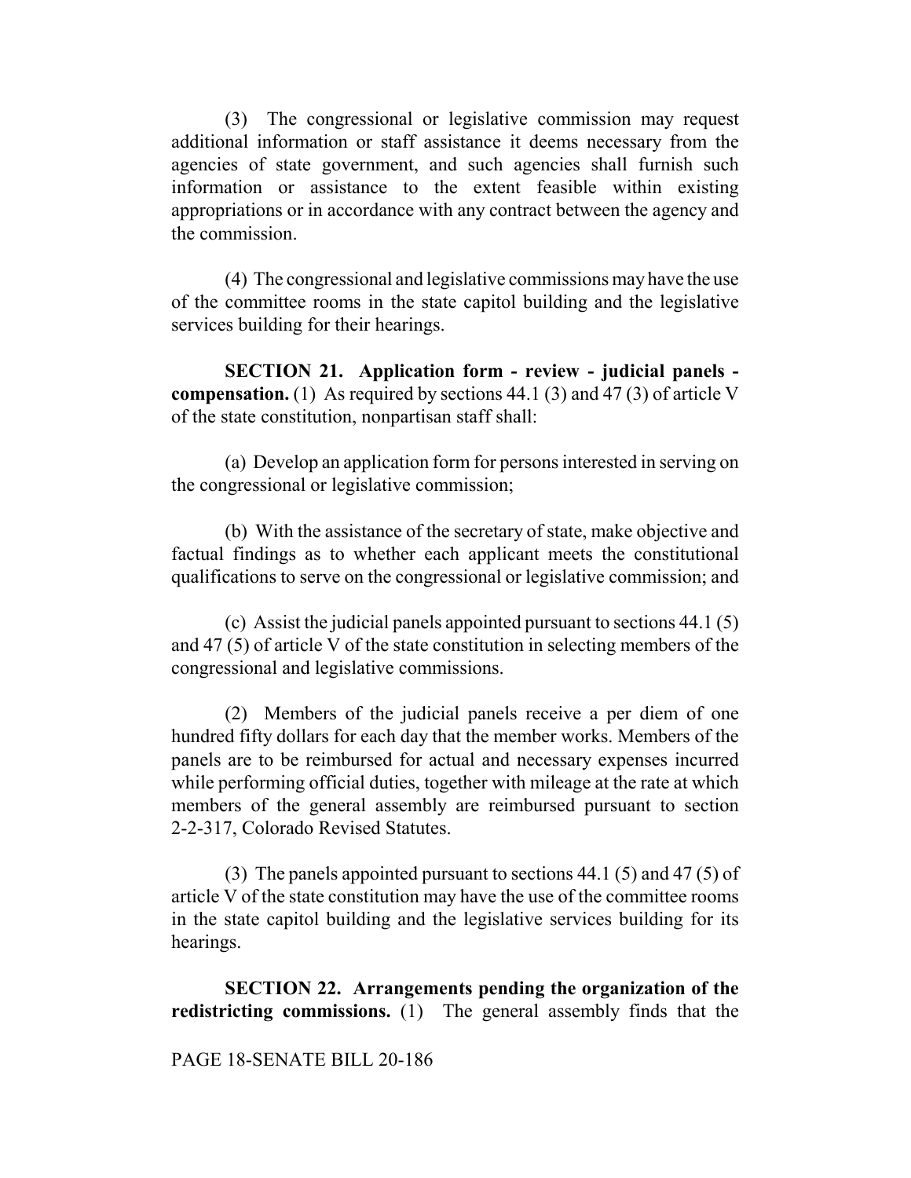(3) The congressional or legislative commission may request additional information or staff assistance it deems necessary from the agencies of state government, and such agencies shall furnish such information or assistance to the extent feasible within existing appropriations or in accordance with any contract between the agency and the commission.

(4) The congressional and legislative commissions may have the use of the committee rooms in the state capitol building and the legislative services building for their hearings.

**SECTION 21. Application form - review - judicial panels - compensation.** (1) As required by sections 44.1 (3) and 47 (3) of article V of the state constitution, nonpartisan staff shall:

(a) Develop an application form for persons interested in serving on the congressional or legislative commission;

(b) With the assistance of the secretary of state, make objective and factual findings as to whether each applicant meets the constitutional qualifications to serve on the congressional or legislative commission; and

(c) Assist the judicial panels appointed pursuant to sections 44.1 (5) and 47 (5) of article V of the state constitution in selecting members of the congressional and legislative commissions.

(2) Members of the judicial panels receive a per diem of one hundred fifty dollars for each day that the member works. Members of the panels are to be reimbursed for actual and necessary expenses incurred while performing official duties, together with mileage at the rate at which members of the general assembly are reimbursed pursuant to section 2-2-317, Colorado Revised Statutes.

(3) The panels appointed pursuant to sections 44.1 (5) and 47 (5) of article V of the state constitution may have the use of the committee rooms in the state capitol building and the legislative services building for its hearings.

**SECTION 22. Arrangements pending the organization of the redistricting commissions.** (1) The general assembly finds that the

PAGE 18-SENATE BILL 20-186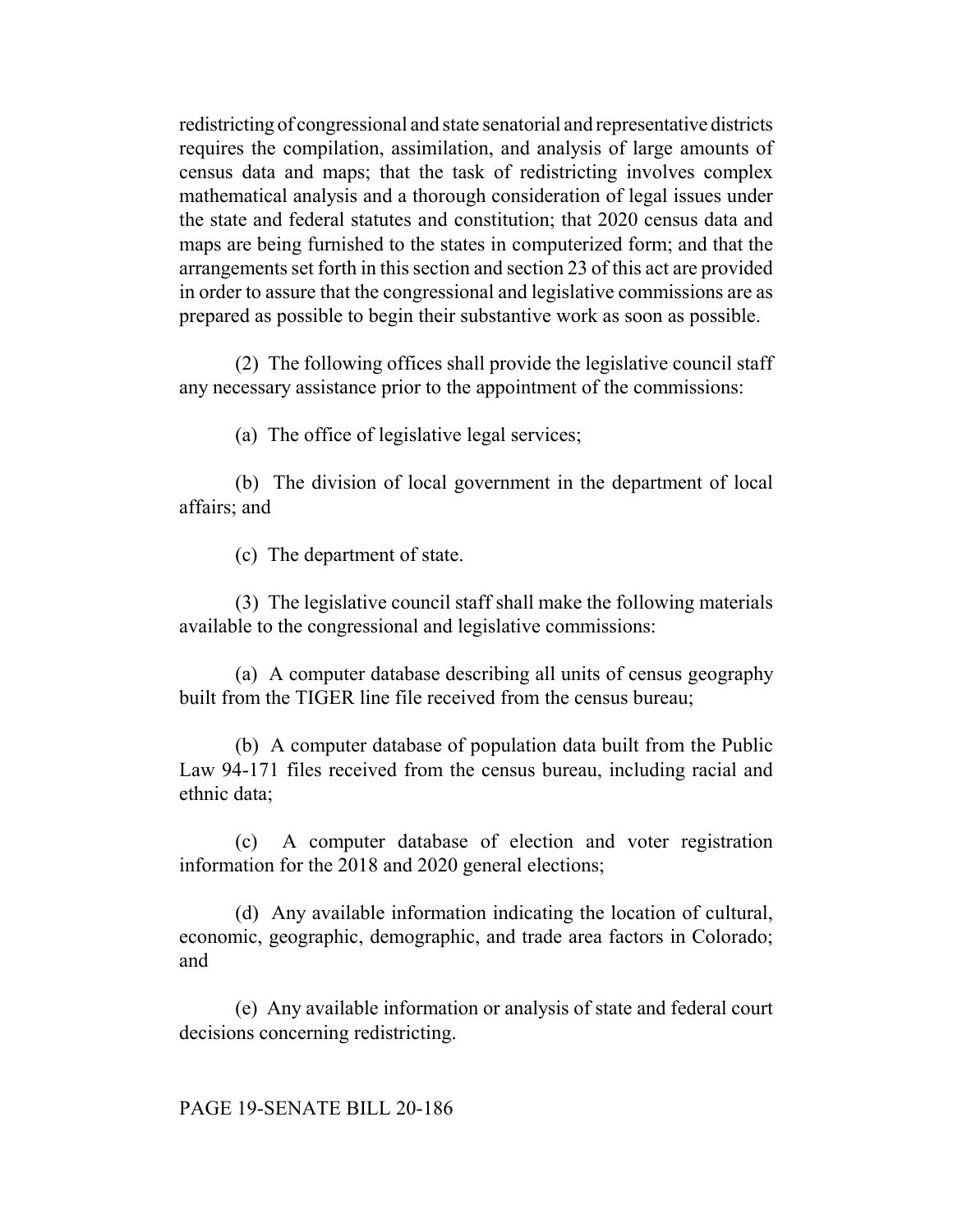redistricting of congressional and state senatorial and representative districts requires the compilation, assimilation, and analysis of large amounts of census data and maps; that the task of redistricting involves complex mathematical analysis and a thorough consideration of legal issues under the state and federal statutes and constitution; that 2020 census data and maps are being furnished to the states in computerized form; and that the arrangements set forth in this section and section 23 of this act are provided in order to assure that the congressional and legislative commissions are as prepared as possible to begin their substantive work as soon as possible.

(2) The following offices shall provide the legislative council staff any necessary assistance prior to the appointment of the commissions:

(a) The office of legislative legal services;

(b) The division of local government in the department of local affairs; and

(c) The department of state.

(3) The legislative council staff shall make the following materials available to the congressional and legislative commissions:

(a) A computer database describing all units of census geography built from the TIGER line file received from the census bureau;

(b) A computer database of population data built from the Public Law 94-171 files received from the census bureau, including racial and ethnic data;

(c) A computer database of election and voter registration information for the 2018 and 2020 general elections;

(d) Any available information indicating the location of cultural, economic, geographic, demographic, and trade area factors in Colorado; and

(e) Any available information or analysis of state and federal court decisions concerning redistricting.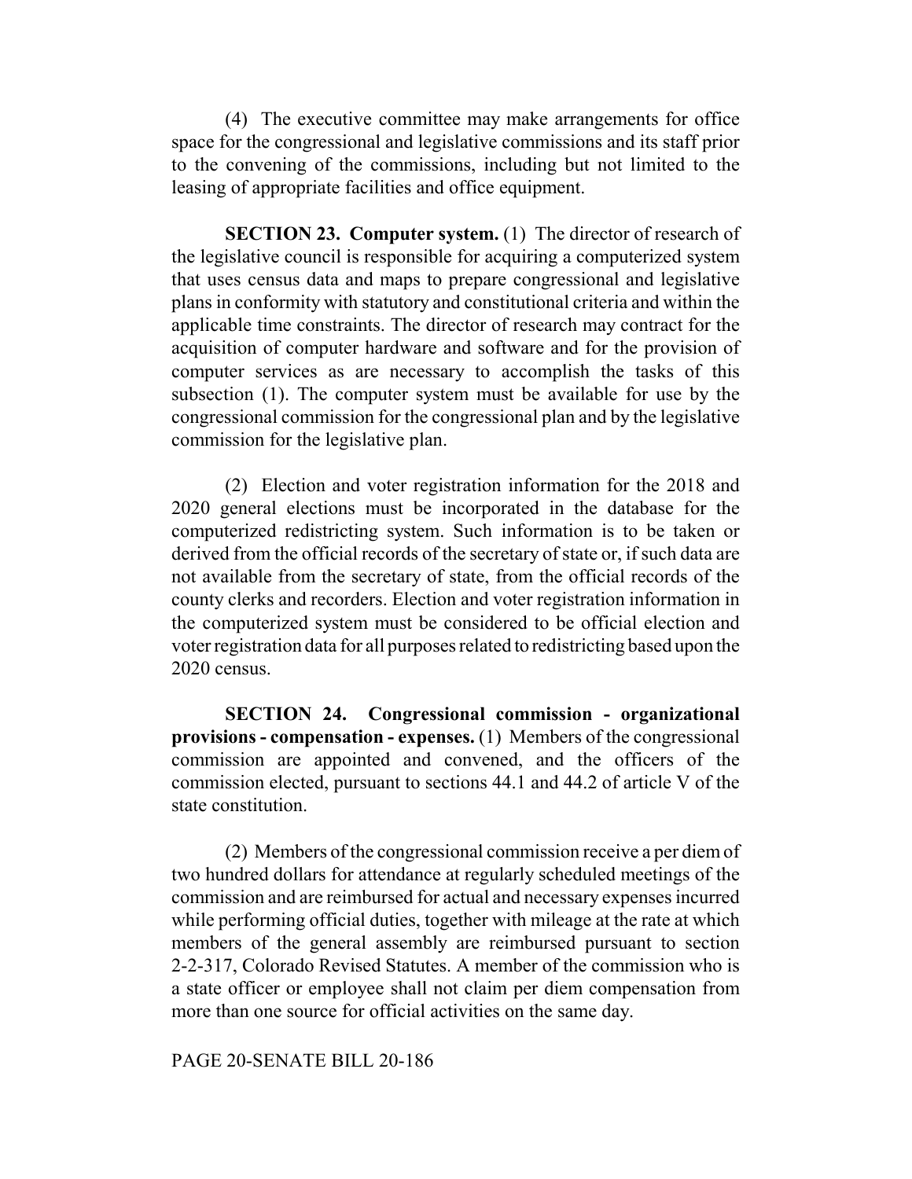(4) The executive committee may make arrangements for office space for the congressional and legislative commissions and its staff prior to the convening of the commissions, including but not limited to the leasing of appropriate facilities and office equipment.

**SECTION 23. Computer system.** (1) The director of research of the legislative council is responsible for acquiring a computerized system that uses census data and maps to prepare congressional and legislative plans in conformity with statutory and constitutional criteria and within the applicable time constraints. The director of research may contract for the acquisition of computer hardware and software and for the provision of computer services as are necessary to accomplish the tasks of this subsection (1). The computer system must be available for use by the congressional commission for the congressional plan and by the legislative commission for the legislative plan.

(2) Election and voter registration information for the 2018 and 2020 general elections must be incorporated in the database for the computerized redistricting system. Such information is to be taken or derived from the official records of the secretary of state or, if such data are not available from the secretary of state, from the official records of the county clerks and recorders. Election and voter registration information in the computerized system must be considered to be official election and voter registration data for all purposes related to redistricting based upon the 2020 census.

**SECTION 24. Congressional commission - organizational provisions - compensation - expenses.** (1) Members of the congressional commission are appointed and convened, and the officers of the commission elected, pursuant to sections 44.1 and 44.2 of article V of the state constitution.

(2) Members of the congressional commission receive a per diem of two hundred dollars for attendance at regularly scheduled meetings of the commission and are reimbursed for actual and necessary expenses incurred while performing official duties, together with mileage at the rate at which members of the general assembly are reimbursed pursuant to section 2-2-317, Colorado Revised Statutes. A member of the commission who is a state officer or employee shall not claim per diem compensation from more than one source for official activities on the same day.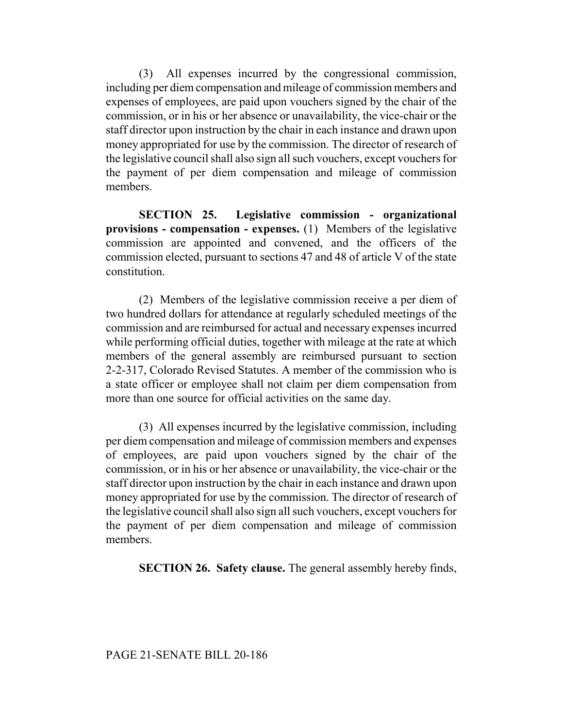(3) All expenses incurred by the congressional commission, including per diem compensation and mileage of commission members and expenses of employees, are paid upon vouchers signed by the chair of the commission, or in his or her absence or unavailability, the vice-chair or the staff director upon instruction by the chair in each instance and drawn upon money appropriated for use by the commission. The director of research of the legislative council shall also sign all such vouchers, except vouchers for the payment of per diem compensation and mileage of commission members.

**SECTION 25. Legislative commission - organizational provisions - compensation - expenses.** (1) Members of the legislative commission are appointed and convened, and the officers of the commission elected, pursuant to sections 47 and 48 of article V of the state constitution.

(2) Members of the legislative commission receive a per diem of two hundred dollars for attendance at regularly scheduled meetings of the commission and are reimbursed for actual and necessary expenses incurred while performing official duties, together with mileage at the rate at which members of the general assembly are reimbursed pursuant to section 2-2-317, Colorado Revised Statutes. A member of the commission who is a state officer or employee shall not claim per diem compensation from more than one source for official activities on the same day.

(3) All expenses incurred by the legislative commission, including per diem compensation and mileage of commission members and expenses of employees, are paid upon vouchers signed by the chair of the commission, or in his or her absence or unavailability, the vice-chair or the staff director upon instruction by the chair in each instance and drawn upon money appropriated for use by the commission. The director of research of the legislative council shall also sign all such vouchers, except vouchers for the payment of per diem compensation and mileage of commission members.

**SECTION 26. Safety clause.** The general assembly hereby finds,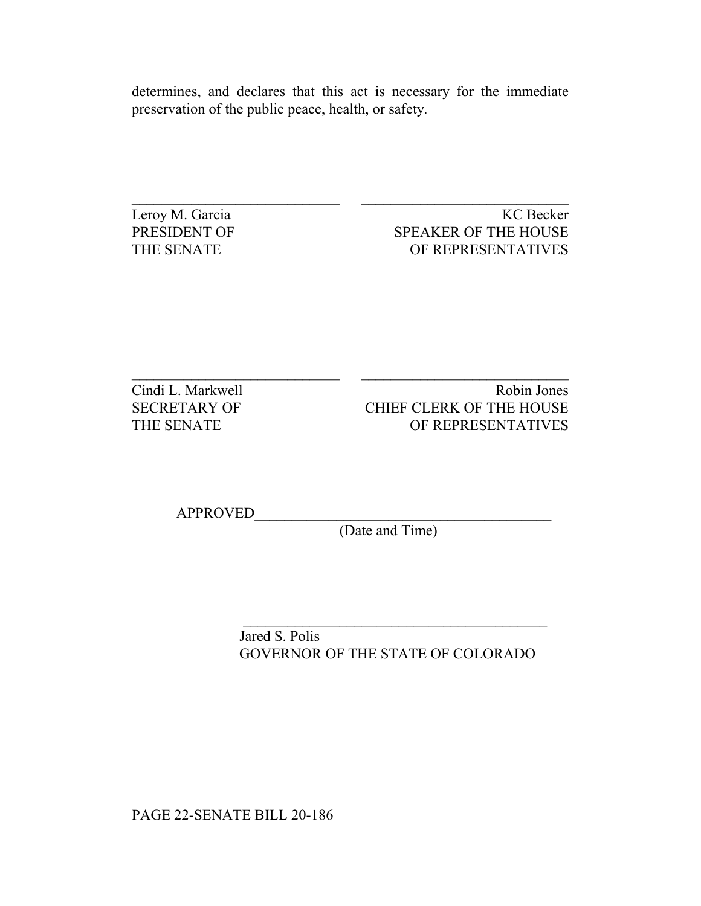determines, and declares that this act is necessary for the immediate preservation of the public peace, health, or safety.

| | |
|---|---|
| ____________________________ | ____________________________ |
| Leroy M. Garcia | KC Becker |
| PRESIDENT OF THE SENATE | SPEAKER OF THE HOUSE OF REPRESENTATIVES |

| | |
|---|---|
| ____________________________ | ____________________________ |
| Cindi L. Markwell | Robin Jones |
| SECRETARY OF THE SENATE | CHIEF CLERK OF THE HOUSE OF REPRESENTATIVES |

APPROVED________________________________________
(Date and Time)

_________________________________________
Jared S. Polis
GOVERNOR OF THE STATE OF COLORADO

PAGE 22-SENATE BILL 20-186